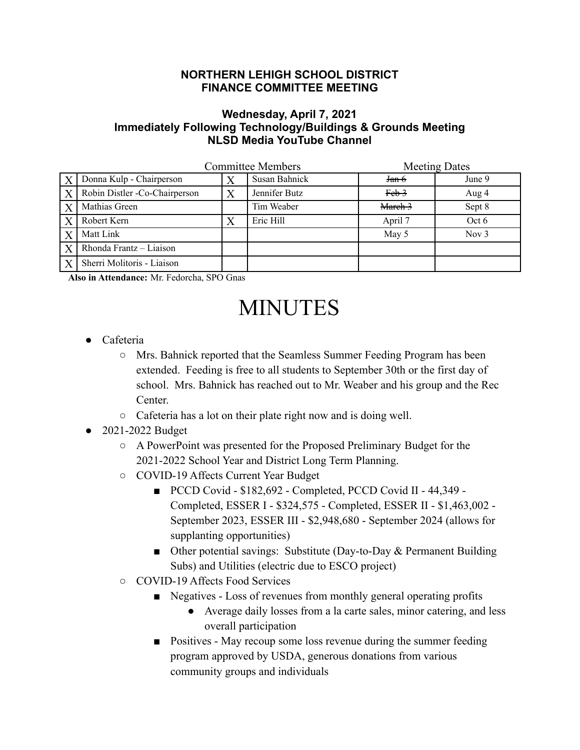**NORTHERN LEHIGH SCHOOL DISTRICT**
**FINANCE COMMITTEE MEETING**

**Wednesday, April 7, 2021**
**Immediately Following Technology/Buildings & Grounds Meeting**
**NLSD Media YouTube Channel**

| Committee Members | | | | Meeting Dates | |
|---|---|---|---|---|---|
| X | Donna Kulp - Chairperson | X | Susan Bahnick | ~~Jan 6~~ | June 9 |
| X | Robin Distler -Co-Chairperson | X | Jennifer Butz | ~~Feb 3~~ | Aug 4 |
| X | Mathias Green | | Tim Weaber | ~~March 3~~ | Sept 8 |
| X | Robert Kern | X | Eric Hill | April 7 | Oct 6 |
| X | Matt Link | | | May 5 | Nov 3 |
| X | Rhonda Frantz – Liaison | | | | |
| X | Sherri Molitoris - Liaison | | | | |

**Also in Attendance:** Mr. Fedorcha, SPO Gnas

# MINUTES

- Cafeteria
  - Mrs. Bahnick reported that the Seamless Summer Feeding Program has been extended. Feeding is free to all students to September 30th or the first day of school. Mrs. Bahnick has reached out to Mr. Weaber and his group and the Rec Center.
  - Cafeteria has a lot on their plate right now and is doing well.
- 2021-2022 Budget
  - A PowerPoint was presented for the Proposed Preliminary Budget for the 2021-2022 School Year and District Long Term Planning.
  - COVID-19 Affects Current Year Budget
    - PCCD Covid - $182,692 - Completed, PCCD Covid II - 44,349 - Completed, ESSER I - $324,575 - Completed, ESSER II - $1,463,002 - September 2023, ESSER III - $2,948,680 - September 2024 (allows for supplanting opportunities)
    - Other potential savings: Substitute (Day-to-Day & Permanent Building Subs) and Utilities (electric due to ESCO project)
  - COVID-19 Affects Food Services
    - Negatives - Loss of revenues from monthly general operating profits
      - Average daily losses from a la carte sales, minor catering, and less overall participation
    - Positives - May recoup some loss revenue during the summer feeding program approved by USDA, generous donations from various community groups and individuals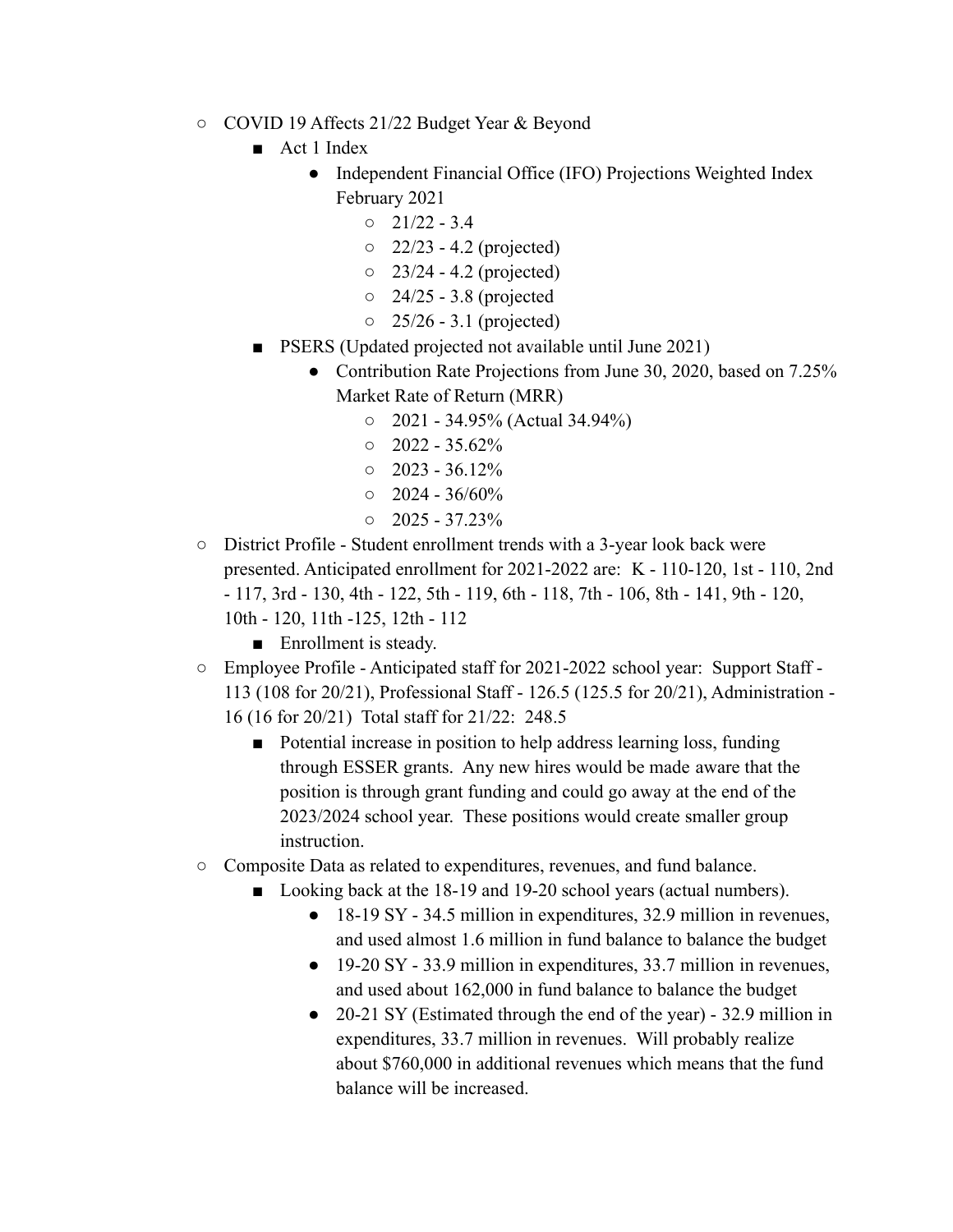- COVID 19 Affects 21/22 Budget Year & Beyond
  - Act 1 Index
    - Independent Financial Office (IFO) Projections Weighted Index February 2021
      - 21/22 - 3.4
      - 22/23 - 4.2 (projected)
      - 23/24 - 4.2 (projected)
      - 24/25 - 3.8 (projected
      - 25/26 - 3.1 (projected)
  - PSERS (Updated projected not available until June 2021)
    - Contribution Rate Projections from June 30, 2020, based on 7.25% Market Rate of Return (MRR)
      - 2021 - 34.95% (Actual 34.94%)
      - 2022 - 35.62%
      - 2023 - 36.12%
      - 2024 - 36/60%
      - 2025 - 37.23%
- District Profile - Student enrollment trends with a 3-year look back were presented. Anticipated enrollment for 2021-2022 are: K - 110-120, 1st - 110, 2nd - 117, 3rd - 130, 4th - 122, 5th - 119, 6th - 118, 7th - 106, 8th - 141, 9th - 120, 10th - 120, 11th -125, 12th - 112
  - Enrollment is steady.
- Employee Profile - Anticipated staff for 2021-2022 school year: Support Staff - 113 (108 for 20/21), Professional Staff - 126.5 (125.5 for 20/21), Administration - 16 (16 for 20/21) Total staff for 21/22: 248.5
  - Potential increase in position to help address learning loss, funding through ESSER grants. Any new hires would be made aware that the position is through grant funding and could go away at the end of the 2023/2024 school year. These positions would create smaller group instruction.
- Composite Data as related to expenditures, revenues, and fund balance.
  - Looking back at the 18-19 and 19-20 school years (actual numbers).
    - 18-19 SY - 34.5 million in expenditures, 32.9 million in revenues, and used almost 1.6 million in fund balance to balance the budget
    - 19-20 SY - 33.9 million in expenditures, 33.7 million in revenues, and used about 162,000 in fund balance to balance the budget
    - 20-21 SY (Estimated through the end of the year) - 32.9 million in expenditures, 33.7 million in revenues. Will probably realize about $760,000 in additional revenues which means that the fund balance will be increased.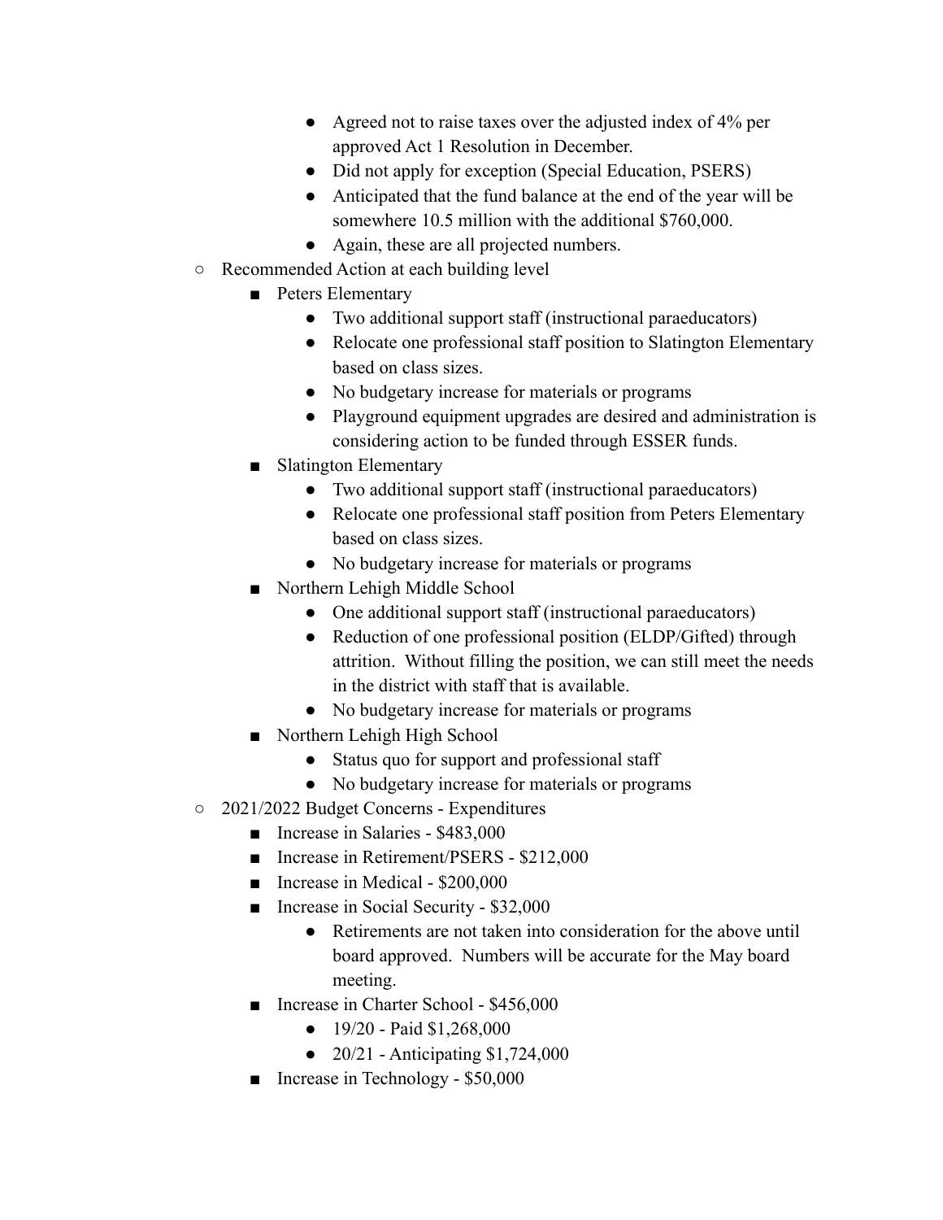- Agreed not to raise taxes over the adjusted index of 4% per approved Act 1 Resolution in December.
        - Did not apply for exception (Special Education, PSERS)
        - Anticipated that the fund balance at the end of the year will be somewhere 10.5 million with the additional $760,000.
        - Again, these are all projected numbers.
  - Recommended Action at each building level
    - Peters Elementary
      - Two additional support staff (instructional paraeducators)
      - Relocate one professional staff position to Slatington Elementary based on class sizes.
      - No budgetary increase for materials or programs
      - Playground equipment upgrades are desired and administration is considering action to be funded through ESSER funds.
    - Slatington Elementary
      - Two additional support staff (instructional paraeducators)
      - Relocate one professional staff position from Peters Elementary based on class sizes.
      - No budgetary increase for materials or programs
    - Northern Lehigh Middle School
      - One additional support staff (instructional paraeducators)
      - Reduction of one professional position (ELDP/Gifted) through attrition. Without filling the position, we can still meet the needs in the district with staff that is available.
      - No budgetary increase for materials or programs
    - Northern Lehigh High School
      - Status quo for support and professional staff
      - No budgetary increase for materials or programs
  - 2021/2022 Budget Concerns - Expenditures
    - Increase in Salaries - $483,000
    - Increase in Retirement/PSERS - $212,000
    - Increase in Medical - $200,000
    - Increase in Social Security - $32,000
      - Retirements are not taken into consideration for the above until board approved. Numbers will be accurate for the May board meeting.
    - Increase in Charter School - $456,000
      - 19/20 - Paid $1,268,000
      - 20/21 - Anticipating $1,724,000
    - Increase in Technology - $50,000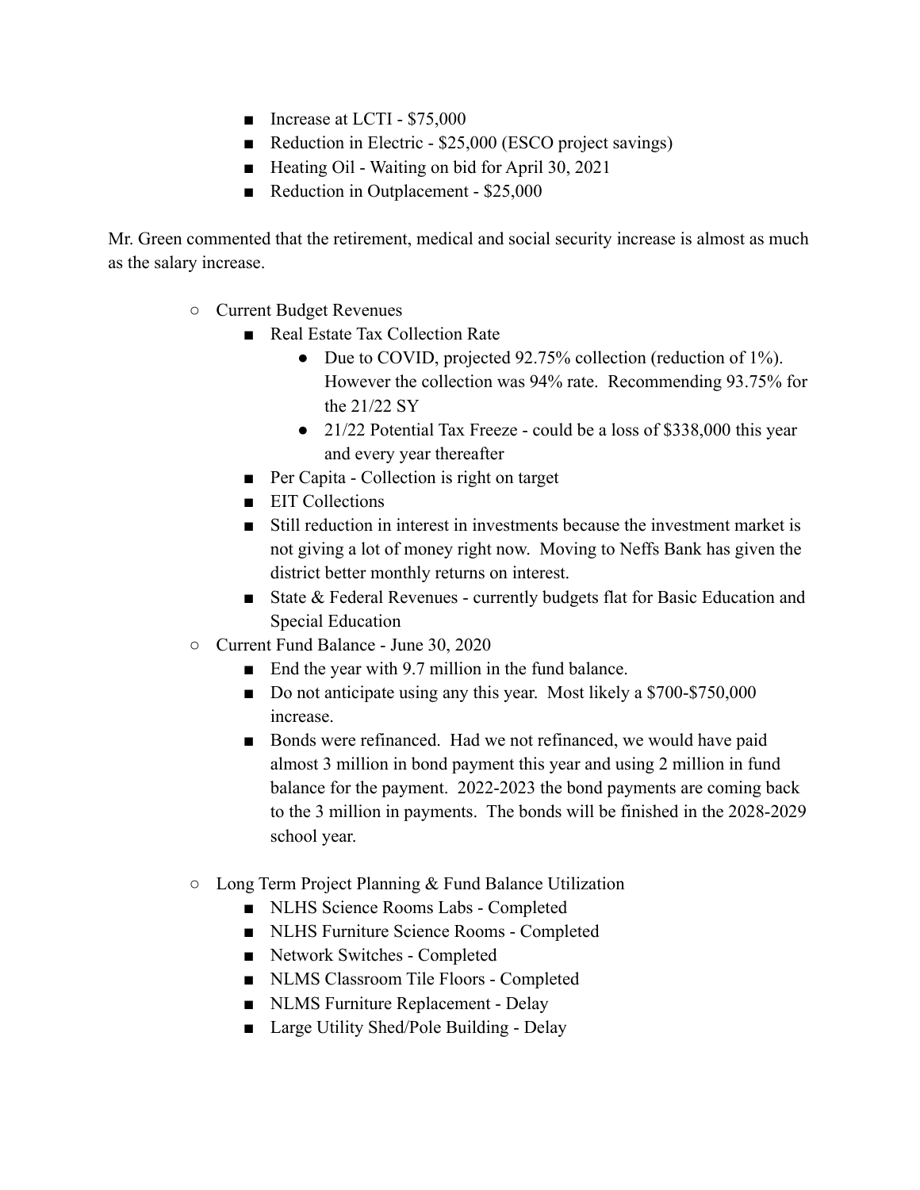- Increase at LCTI - $75,000
        - Reduction in Electric - $25,000 (ESCO project savings)
        - Heating Oil - Waiting on bid for April 30, 2021
        - Reduction in Outplacement - $25,000

Mr. Green commented that the retirement, medical and social security increase is almost as much as the salary increase.

    - Current Budget Revenues
        - Real Estate Tax Collection Rate
            - Due to COVID, projected 92.75% collection (reduction of 1%). However the collection was 94% rate. Recommending 93.75% for the 21/22 SY
            - 21/22 Potential Tax Freeze - could be a loss of $338,000 this year and every year thereafter
        - Per Capita - Collection is right on target
        - EIT Collections
        - Still reduction in interest in investments because the investment market is not giving a lot of money right now. Moving to Neffs Bank has given the district better monthly returns on interest.
        - State & Federal Revenues - currently budgets flat for Basic Education and Special Education
    - Current Fund Balance - June 30, 2020
        - End the year with 9.7 million in the fund balance.
        - Do not anticipate using any this year. Most likely a $700-$750,000 increase.
        - Bonds were refinanced. Had we not refinanced, we would have paid almost 3 million in bond payment this year and using 2 million in fund balance for the payment. 2022-2023 the bond payments are coming back to the 3 million in payments. The bonds will be finished in the 2028-2029 school year.

    - Long Term Project Planning & Fund Balance Utilization
        - NLHS Science Rooms Labs - Completed
        - NLHS Furniture Science Rooms - Completed
        - Network Switches - Completed
        - NLMS Classroom Tile Floors - Completed
        - NLMS Furniture Replacement - Delay
        - Large Utility Shed/Pole Building - Delay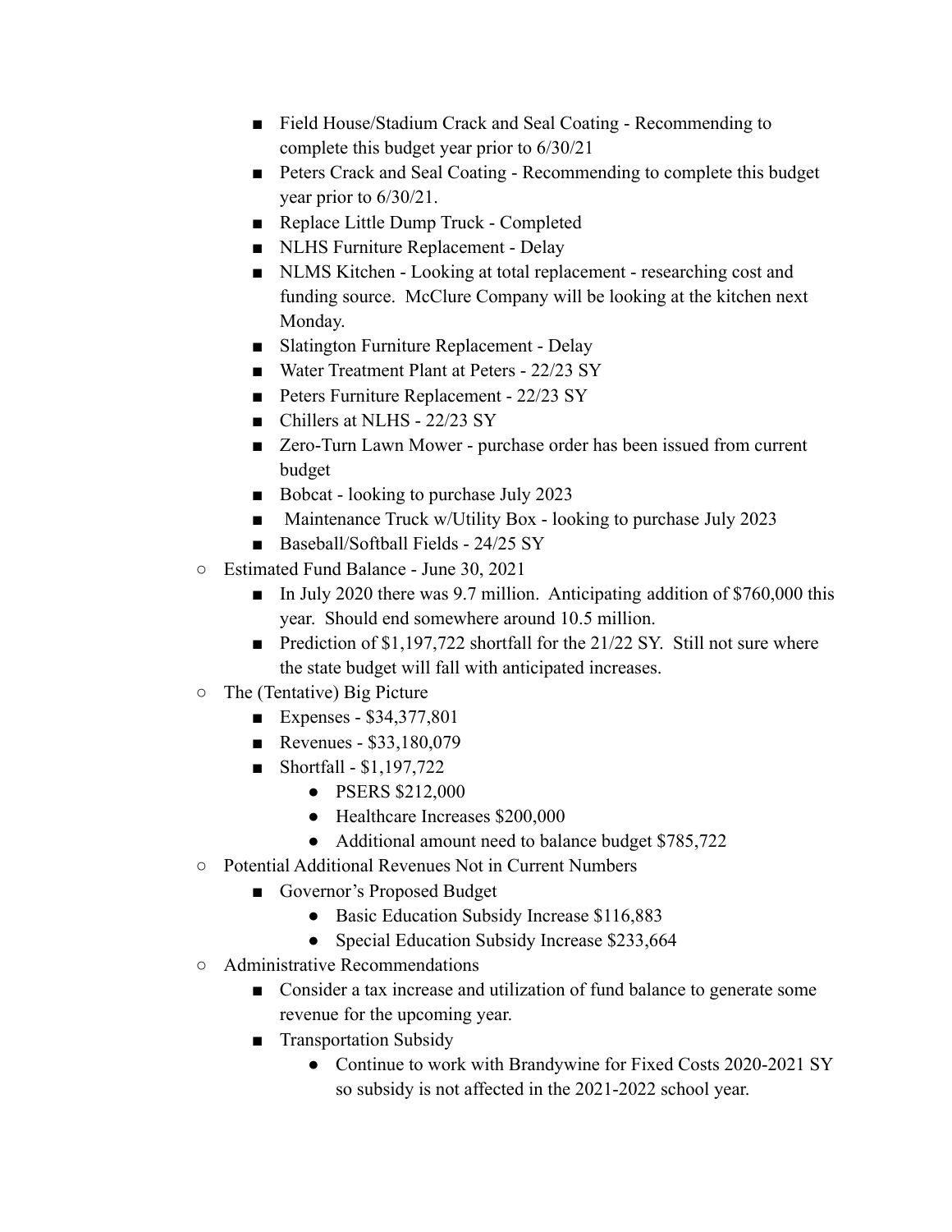- Field House/Stadium Crack and Seal Coating - Recommending to complete this budget year prior to 6/30/21
        - Peters Crack and Seal Coating - Recommending to complete this budget year prior to 6/30/21.
        - Replace Little Dump Truck - Completed
        - NLHS Furniture Replacement - Delay
        - NLMS Kitchen - Looking at total replacement - researching cost and funding source. McClure Company will be looking at the kitchen next Monday.
        - Slatington Furniture Replacement - Delay
        - Water Treatment Plant at Peters - 22/23 SY
        - Peters Furniture Replacement - 22/23 SY
        - Chillers at NLHS - 22/23 SY
        - Zero-Turn Lawn Mower - purchase order has been issued from current budget
        - Bobcat - looking to purchase July 2023
        - Maintenance Truck w/Utility Box - looking to purchase July 2023
        - Baseball/Softball Fields - 24/25 SY
    - Estimated Fund Balance - June 30, 2021
        - In July 2020 there was 9.7 million. Anticipating addition of $760,000 this year. Should end somewhere around 10.5 million.
        - Prediction of $1,197,722 shortfall for the 21/22 SY. Still not sure where the state budget will fall with anticipated increases.
    - The (Tentative) Big Picture
        - Expenses - $34,377,801
        - Revenues - $33,180,079
        - Shortfall - $1,197,722
            - PSERS $212,000
            - Healthcare Increases $200,000
            - Additional amount need to balance budget $785,722
    - Potential Additional Revenues Not in Current Numbers
        - Governor's Proposed Budget
            - Basic Education Subsidy Increase $116,883
            - Special Education Subsidy Increase $233,664
    - Administrative Recommendations
        - Consider a tax increase and utilization of fund balance to generate some revenue for the upcoming year.
        - Transportation Subsidy
            - Continue to work with Brandywine for Fixed Costs 2020-2021 SY so subsidy is not affected in the 2021-2022 school year.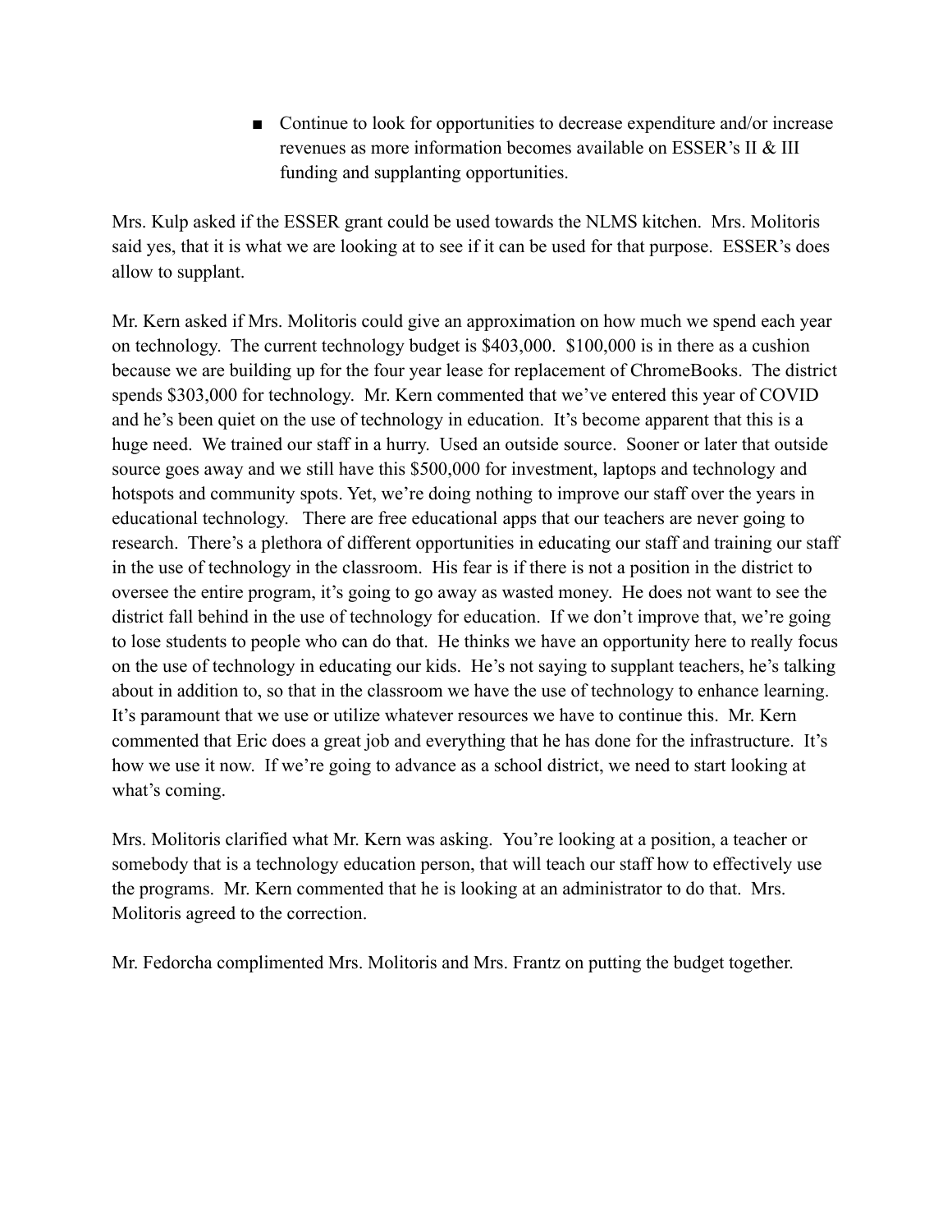- Continue to look for opportunities to decrease expenditure and/or increase revenues as more information becomes available on ESSER's II & III funding and supplanting opportunities.

Mrs. Kulp asked if the ESSER grant could be used towards the NLMS kitchen. Mrs. Molitoris said yes, that it is what we are looking at to see if it can be used for that purpose. ESSER's does allow to supplant.

Mr. Kern asked if Mrs. Molitoris could give an approximation on how much we spend each year on technology. The current technology budget is $403,000. $100,000 is in there as a cushion because we are building up for the four year lease for replacement of ChromeBooks. The district spends $303,000 for technology. Mr. Kern commented that we've entered this year of COVID and he's been quiet on the use of technology in education. It's become apparent that this is a huge need. We trained our staff in a hurry. Used an outside source. Sooner or later that outside source goes away and we still have this $500,000 for investment, laptops and technology and hotspots and community spots. Yet, we're doing nothing to improve our staff over the years in educational technology. There are free educational apps that our teachers are never going to research. There's a plethora of different opportunities in educating our staff and training our staff in the use of technology in the classroom. His fear is if there is not a position in the district to oversee the entire program, it's going to go away as wasted money. He does not want to see the district fall behind in the use of technology for education. If we don't improve that, we're going to lose students to people who can do that. He thinks we have an opportunity here to really focus on the use of technology in educating our kids. He's not saying to supplant teachers, he's talking about in addition to, so that in the classroom we have the use of technology to enhance learning. It's paramount that we use or utilize whatever resources we have to continue this. Mr. Kern commented that Eric does a great job and everything that he has done for the infrastructure. It's how we use it now. If we're going to advance as a school district, we need to start looking at what's coming.

Mrs. Molitoris clarified what Mr. Kern was asking. You're looking at a position, a teacher or somebody that is a technology education person, that will teach our staff how to effectively use the programs. Mr. Kern commented that he is looking at an administrator to do that. Mrs. Molitoris agreed to the correction.

Mr. Fedorcha complimented Mrs. Molitoris and Mrs. Frantz on putting the budget together.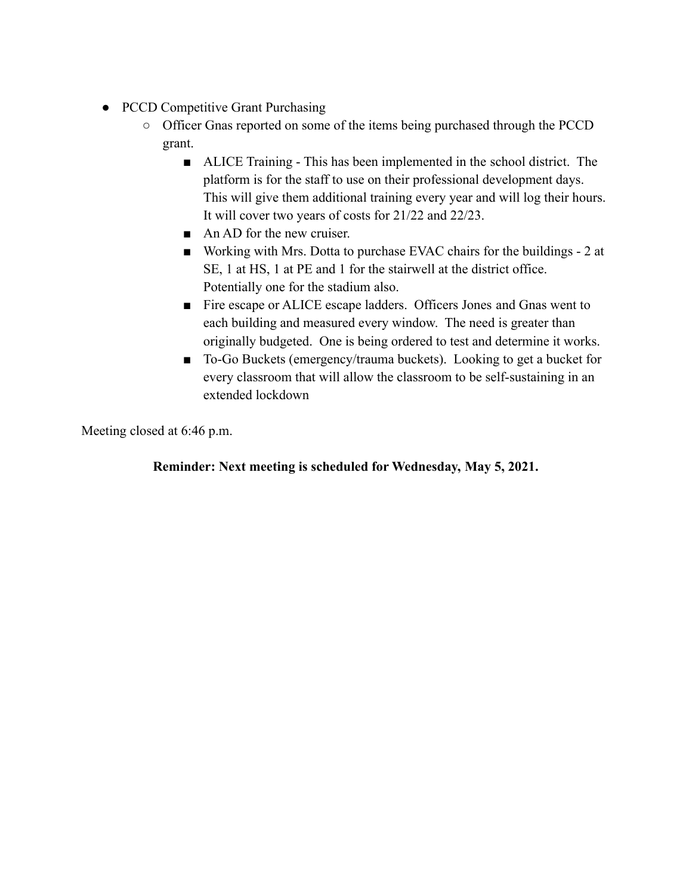- PCCD Competitive Grant Purchasing
  - Officer Gnas reported on some of the items being purchased through the PCCD grant.
    - ALICE Training - This has been implemented in the school district. The platform is for the staff to use on their professional development days. This will give them additional training every year and will log their hours. It will cover two years of costs for 21/22 and 22/23.
    - An AD for the new cruiser.
    - Working with Mrs. Dotta to purchase EVAC chairs for the buildings - 2 at SE, 1 at HS, 1 at PE and 1 for the stairwell at the district office. Potentially one for the stadium also.
    - Fire escape or ALICE escape ladders. Officers Jones and Gnas went to each building and measured every window. The need is greater than originally budgeted. One is being ordered to test and determine it works.
    - To-Go Buckets (emergency/trauma buckets). Looking to get a bucket for every classroom that will allow the classroom to be self-sustaining in an extended lockdown

Meeting closed at 6:46 p.m.

**Reminder: Next meeting is scheduled for Wednesday, May 5, 2021.**